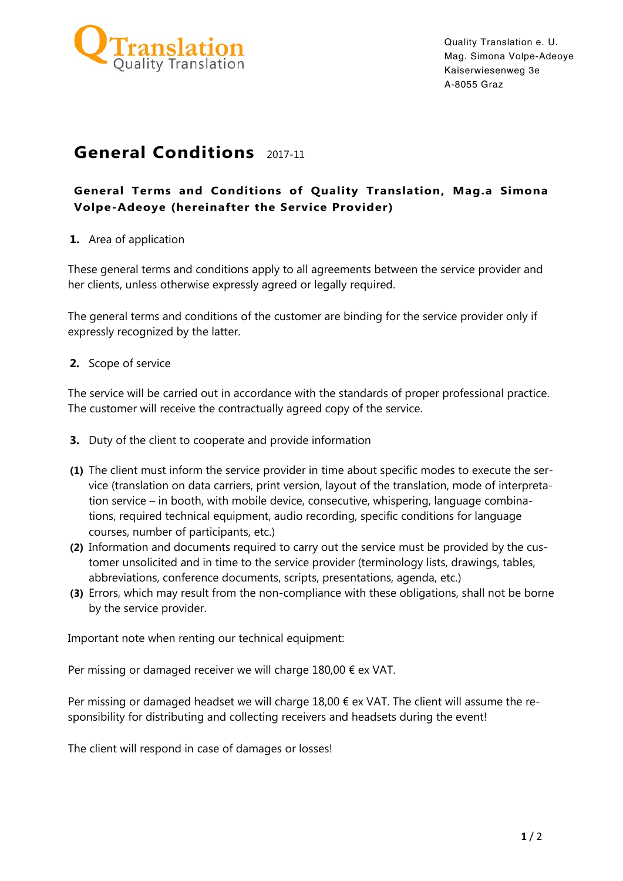QTranslation
Quality Translation

Quality Translation e. U.
Mag. Simona Volpe-Adeoye
Kaiserwiesenweg 3e
A-8055 Graz

# General Conditions 2017-11

### General Terms and Conditions of Quality Translation, Mag.a Simona Volpe-Adeoye (hereinafter the Service Provider)

**1.** Area of application

These general terms and conditions apply to all agreements between the service provider and her clients, unless otherwise expressly agreed or legally required.

The general terms and conditions of the customer are binding for the service provider only if expressly recognized by the latter.

**2.** Scope of service

The service will be carried out in accordance with the standards of proper professional practice. The customer will receive the contractually agreed copy of the service.

**3.** Duty of the client to cooperate and provide information

**(1)** The client must inform the service provider in time about specific modes to execute the service (translation on data carriers, print version, layout of the translation, mode of interpretation service – in booth, with mobile device, consecutive, whispering, language combinations, required technical equipment, audio recording, specific conditions for language courses, number of participants, etc.)

**(2)** Information and documents required to carry out the service must be provided by the customer unsolicited and in time to the service provider (terminology lists, drawings, tables, abbreviations, conference documents, scripts, presentations, agenda, etc.)

**(3)** Errors, which may result from the non-compliance with these obligations, shall not be borne by the service provider.

Important note when renting our technical equipment:

Per missing or damaged receiver we will charge 180,00 € ex VAT.

Per missing or damaged headset we will charge 18,00 € ex VAT. The client will assume the responsibility for distributing and collecting receivers and headsets during the event!

The client will respond in case of damages or losses!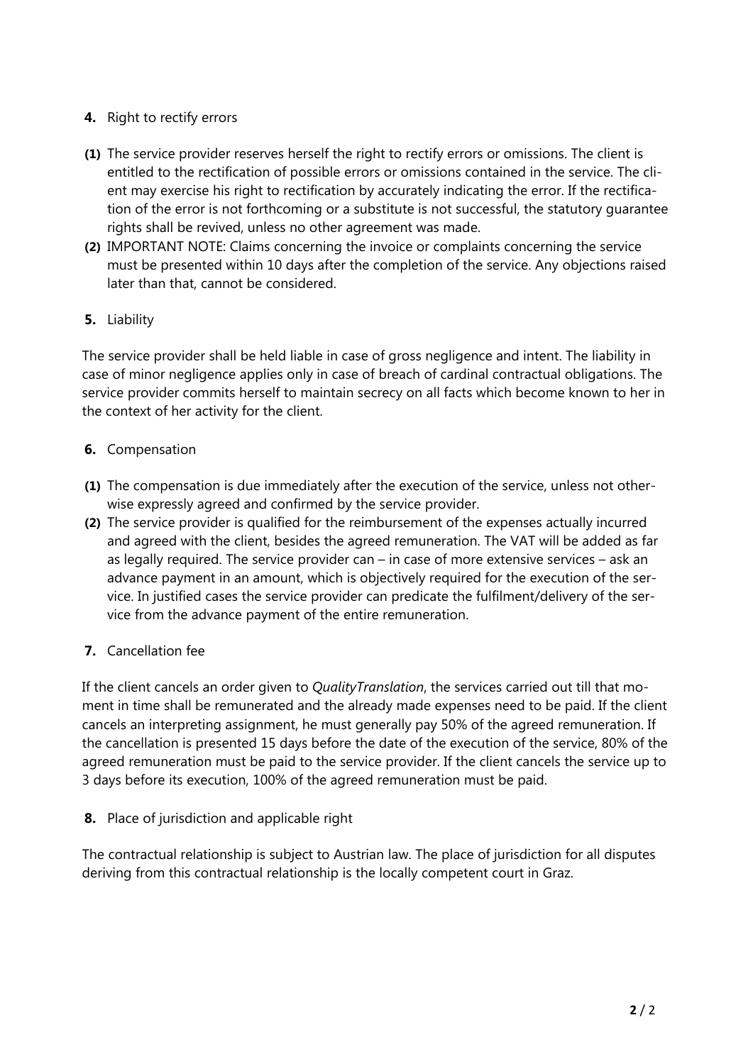**4.** Right to rectify errors

**(1)** The service provider reserves herself the right to rectify errors or omissions. The client is entitled to the rectification of possible errors or omissions contained in the service. The client may exercise his right to rectification by accurately indicating the error. If the rectification of the error is not forthcoming or a substitute is not successful, the statutory guarantee rights shall be revived, unless no other agreement was made.

**(2)** IMPORTANT NOTE: Claims concerning the invoice or complaints concerning the service must be presented within 10 days after the completion of the service. Any objections raised later than that, cannot be considered.

**5.** Liability

The service provider shall be held liable in case of gross negligence and intent. The liability in case of minor negligence applies only in case of breach of cardinal contractual obligations. The service provider commits herself to maintain secrecy on all facts which become known to her in the context of her activity for the client.

**6.** Compensation

**(1)** The compensation is due immediately after the execution of the service, unless not otherwise expressly agreed and confirmed by the service provider.

**(2)** The service provider is qualified for the reimbursement of the expenses actually incurred and agreed with the client, besides the agreed remuneration. The VAT will be added as far as legally required. The service provider can – in case of more extensive services – ask an advance payment in an amount, which is objectively required for the execution of the service. In justified cases the service provider can predicate the fulfilment/delivery of the service from the advance payment of the entire remuneration.

**7.** Cancellation fee

If the client cancels an order given to *QualityTranslation*, the services carried out till that moment in time shall be remunerated and the already made expenses need to be paid. If the client cancels an interpreting assignment, he must generally pay 50% of the agreed remuneration. If the cancellation is presented 15 days before the date of the execution of the service, 80% of the agreed remuneration must be paid to the service provider. If the client cancels the service up to 3 days before its execution, 100% of the agreed remuneration must be paid.

**8.** Place of jurisdiction and applicable right

The contractual relationship is subject to Austrian law. The place of jurisdiction for all disputes deriving from this contractual relationship is the locally competent court in Graz.